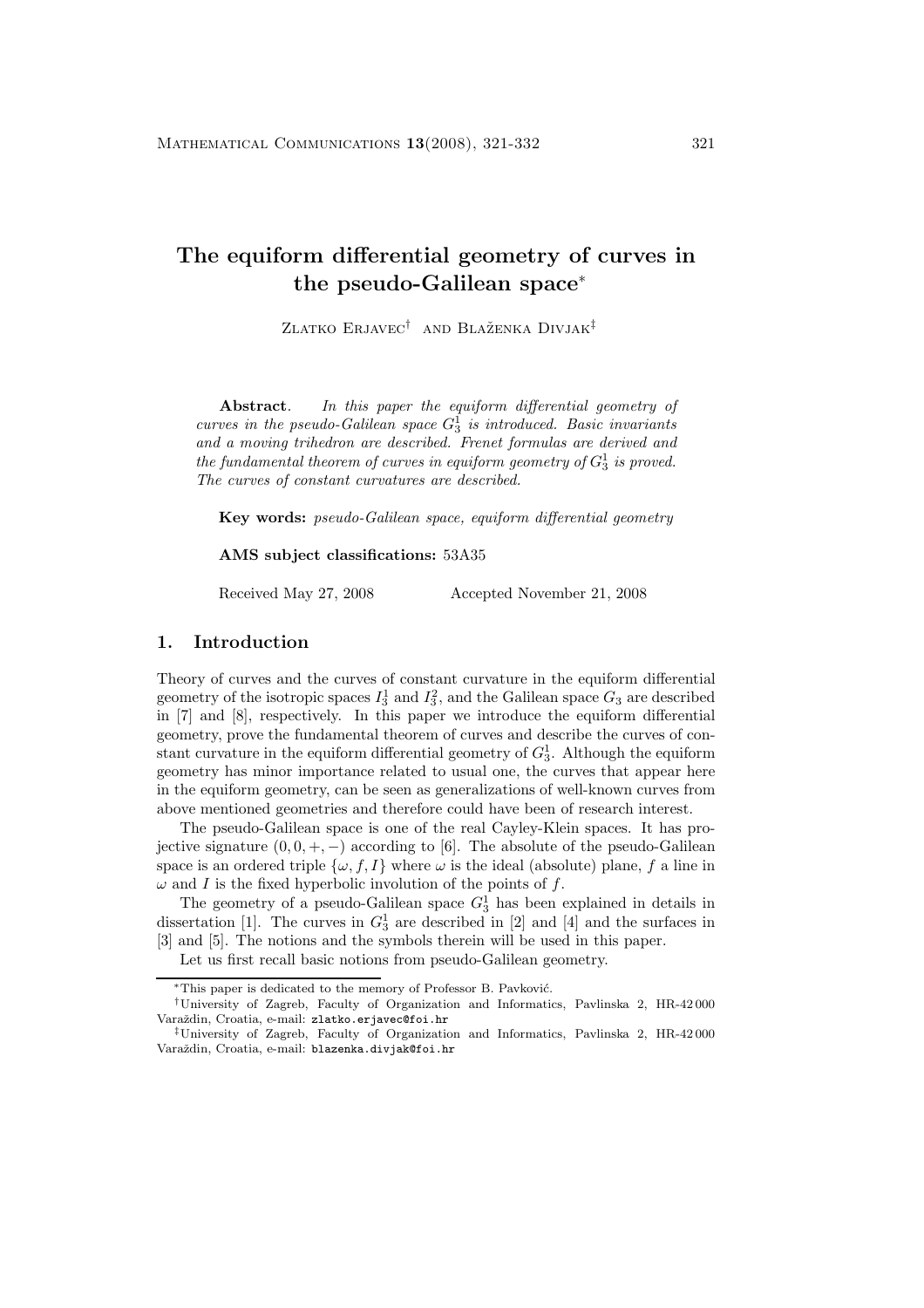# The equiform differential geometry of curves in the pseudo-Galilean space*

Zlatko Erjavec† and Blaženka Divjak‡

**Abstract**. *In this paper the equiform differential geometry of curves in the pseudo-Galilean space $G_3^1$ is introduced. Basic invariants and a moving trihedron are described. Frenet formulas are derived and the fundamental theorem of curves in equiform geometry of $G_3^1$ is proved. The curves of constant curvatures are described.*

**Key words:** *pseudo-Galilean space, equiform differential geometry*

**AMS subject classifications:** 53A35

Received May 27, 2008 Accepted November 21, 2008

## 1. Introduction

Theory of curves and the curves of constant curvature in the equiform differential geometry of the isotropic spaces $I_3^1$ and $I_3^2$, and the Galilean space $G_3$ are described in [7] and [8], respectively. In this paper we introduce the equiform differential geometry, prove the fundamental theorem of curves and describe the curves of constant curvature in the equiform differential geometry of $G_3^1$. Although the equiform geometry has minor importance related to usual one, the curves that appear here in the equiform geometry, can be seen as generalizations of well-known curves from above mentioned geometries and therefore could have been of research interest.

The pseudo-Galilean space is one of the real Cayley-Klein spaces. It has projective signature $(0, 0, +, -)$ according to [6]. The absolute of the pseudo-Galilean space is an ordered triple $\{\omega, f, I\}$ where $\omega$ is the ideal (absolute) plane, $f$ a line in $\omega$ and $I$ is the fixed hyperbolic involution of the points of $f$.

The geometry of a pseudo-Galilean space $G_3^1$ has been explained in details in dissertation [1]. The curves in $G_3^1$ are described in [2] and [4] and the surfaces in [3] and [5]. The notions and the symbols therein will be used in this paper.

Let us first recall basic notions from pseudo-Galilean geometry.

---

*This paper is dedicated to the memory of Professor B. Pavković.

†University of Zagreb, Faculty of Organization and Informatics, Pavlinska 2, HR-42 000 Varaždin, Croatia, e-mail: zlatko.erjavec@foi.hr

‡University of Zagreb, Faculty of Organization and Informatics, Pavlinska 2, HR-42 000 Varaždin, Croatia, e-mail: blazenka.divjak@foi.hr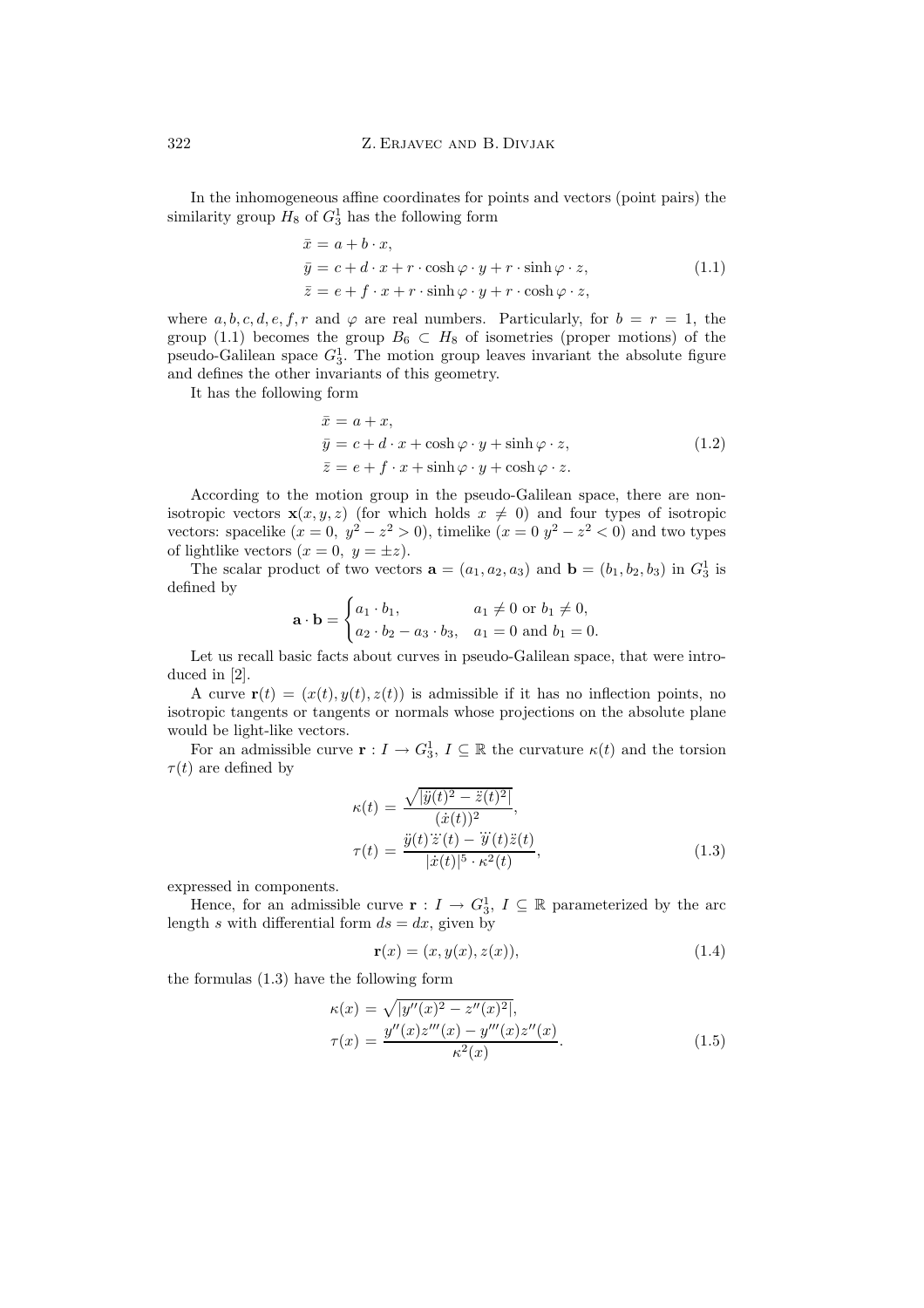In the inhomogeneous affine coordinates for points and vectors (point pairs) the similarity group $H_8$ of $G_3^1$ has the following form

$$
\begin{aligned}
\bar{x} &= a + b \cdot x, \\
\bar{y} &= c + d \cdot x + r \cdot \cosh\varphi \cdot y + r \cdot \sinh\varphi \cdot z, \\
\bar{z} &= e + f \cdot x + r \cdot \sinh\varphi \cdot y + r \cdot \cosh\varphi \cdot z,
\end{aligned}
\tag{1.1}
$$

where $a, b, c, d, e, f, r$ and $\varphi$ are real numbers. Particularly, for $b = r = 1$, the group (1.1) becomes the group $B_6 \subset H_8$ of isometries (proper motions) of the pseudo-Galilean space $G_3^1$. The motion group leaves invariant the absolute figure and defines the other invariants of this geometry.

It has the following form

$$
\begin{aligned}
\bar{x} &= a + x, \\
\bar{y} &= c + d \cdot x + \cosh\varphi \cdot y + \sinh\varphi \cdot z, \\
\bar{z} &= e + f \cdot x + \sinh\varphi \cdot y + \cosh\varphi \cdot z.
\end{aligned}
\tag{1.2}
$$

According to the motion group in the pseudo-Galilean space, there are non-isotropic vectors $\mathbf{x}(x, y, z)$ (for which holds $x \neq 0$) and four types of isotropic vectors: spacelike ($x = 0,\ y^2 - z^2 > 0$), timelike ($x = 0\ y^2 - z^2 < 0$) and two types of lightlike vectors ($x = 0,\ y = \pm z$).

The scalar product of two vectors $\mathbf{a} = (a_1, a_2, a_3)$ and $\mathbf{b} = (b_1, b_2, b_3)$ in $G_3^1$ is defined by

$$
\mathbf{a} \cdot \mathbf{b} = \begin{cases} a_1 \cdot b_1, & a_1 \neq 0 \text{ or } b_1 \neq 0, \\ a_2 \cdot b_2 - a_3 \cdot b_3, & a_1 = 0 \text{ and } b_1 = 0. \end{cases}
$$

Let us recall basic facts about curves in pseudo-Galilean space, that were introduced in [2].

A curve $\mathbf{r}(t) = (x(t), y(t), z(t))$ is admissible if it has no inflection points, no isotropic tangents or tangents or normals whose projections on the absolute plane would be light-like vectors.

For an admissible curve $\mathbf{r} : I \to G_3^1$, $I \subseteq \mathbb{R}$ the curvature $\kappa(t)$ and the torsion $\tau(t)$ are defined by

$$
\begin{aligned}
\kappa(t) &= \frac{\sqrt{|\ddot{y}(t)^2 - \ddot{z}(t)^2|}}{(\dot{x}(t))^2}, \\
\tau(t) &= \frac{\ddot{y}(t)\dddot{z}(t) - \dddot{y}(t)\ddot{z}(t)}{|\dot{x}(t)|^5 \cdot \kappa^2(t)},
\end{aligned}
\tag{1.3}
$$

expressed in components.

Hence, for an admissible curve $\mathbf{r} : I \to G_3^1$, $I \subseteq \mathbb{R}$ parameterized by the arc length $s$ with differential form $ds = dx$, given by

$$
\mathbf{r}(x) = (x, y(x), z(x)), \tag{1.4}
$$

the formulas (1.3) have the following form

$$
\begin{aligned}
\kappa(x) &= \sqrt{|y''(x)^2 - z''(x)^2|}, \\
\tau(x) &= \frac{y''(x)z'''(x) - y'''(x)z''(x)}{\kappa^2(x)}.
\end{aligned}
\tag{1.5}
$$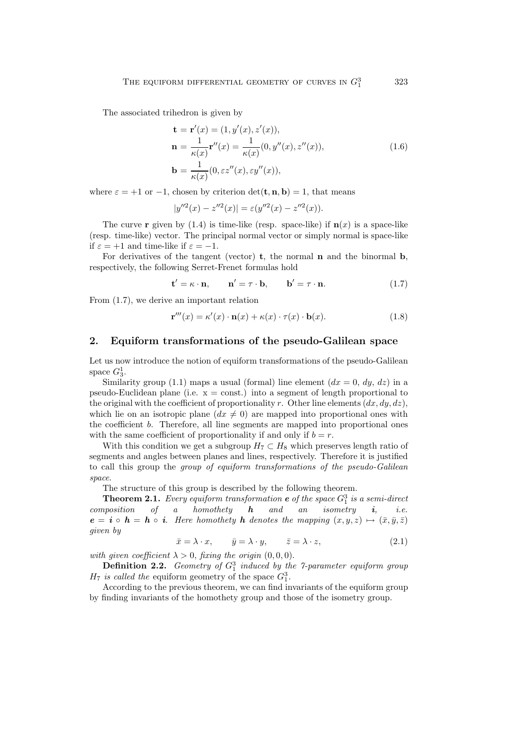The associated trihedron is given by

$$
\begin{aligned}
\mathbf{t} &= \mathbf{r}'(x) = (1, y'(x), z'(x)),\\
\mathbf{n} &= \frac{1}{\kappa(x)}\mathbf{r}''(x) = \frac{1}{\kappa(x)}(0, y''(x), z''(x)),\\
\mathbf{b} &= \frac{1}{\kappa(x)}(0, \varepsilon z''(x), \varepsilon y''(x)),
\end{aligned}
\tag{1.6}
$$

where $\varepsilon = +1$ or $-1$, chosen by criterion $\det(\mathbf{t}, \mathbf{n}, \mathbf{b}) = 1$, that means

$$
|y''^2(x) - z''^2(x)| = \varepsilon(y''^2(x) - z''^2(x)).
$$

The curve $\mathbf{r}$ given by (1.4) is time-like (resp. space-like) if $\mathbf{n}(x)$ is a space-like (resp. time-like) vector. The principal normal vector or simply normal is space-like if $\varepsilon = +1$ and time-like if $\varepsilon = -1$.

For derivatives of the tangent (vector) $\mathbf{t}$, the normal $\mathbf{n}$ and the binormal $\mathbf{b}$, respectively, the following Serret-Frenet formulas hold

$$
\mathbf{t}' = \kappa \cdot \mathbf{n}, \qquad \mathbf{n}' = \tau \cdot \mathbf{b}, \qquad \mathbf{b}' = \tau \cdot \mathbf{n}. \tag{1.7}
$$

From (1.7), we derive an important relation

$$
\mathbf{r}'''(x) = \kappa'(x) \cdot \mathbf{n}(x) + \kappa(x) \cdot \tau(x) \cdot \mathbf{b}(x). \tag{1.8}
$$

## 2. Equiform transformations of the pseudo-Galilean space

Let us now introduce the notion of equiform transformations of the pseudo-Galilean space $G_3^1$.

Similarity group (1.1) maps a usual (formal) line element ($dx = 0$, $dy$, $dz$) in a pseudo-Euclidean plane (i.e. x = const.) into a segment of length proportional to the original with the coefficient of proportionality $r$. Other line elements $(dx, dy, dz)$, which lie on an isotropic plane ($dx \neq 0$) are mapped into proportional ones with the coefficient $b$. Therefore, all line segments are mapped into proportional ones with the same coefficient of proportionality if and only if $b = r$.

With this condition we get a subgroup $H_7 \subset H_8$ which preserves length ratio of segments and angles between planes and lines, respectively. Therefore it is justified to call this group the *group of equiform transformations of the pseudo-Galilean space.*

The structure of this group is described by the following theorem.

**Theorem 2.1.** *Every equiform transformation* $\boldsymbol{e}$ *of the space* $G_1^3$ *is a semi-direct composition of a homothety* $\boldsymbol{h}$ *and an isometry* $\boldsymbol{i}$*, i.e.* $\boldsymbol{e} = \boldsymbol{i} \circ \boldsymbol{h} = \boldsymbol{h} \circ \boldsymbol{i}$*. Here homothety* $\boldsymbol{h}$ *denotes the mapping* $(x, y, z) \mapsto (\bar{x}, \bar{y}, \bar{z})$ *given by*

$$
\bar{x} = \lambda \cdot x, \qquad \bar{y} = \lambda \cdot y, \qquad \bar{z} = \lambda \cdot z, \tag{2.1}
$$

*with given coefficient* $\lambda > 0$*, fixing the origin* $(0, 0, 0)$*.*

**Definition 2.2.** *Geometry of* $G_1^3$ *induced by the 7-parameter equiform group* $H_7$ *is called the* equiform geometry *of the space* $G_1^3$*.*

According to the previous theorem, we can find invariants of the equiform group by finding invariants of the homothety group and those of the isometry group.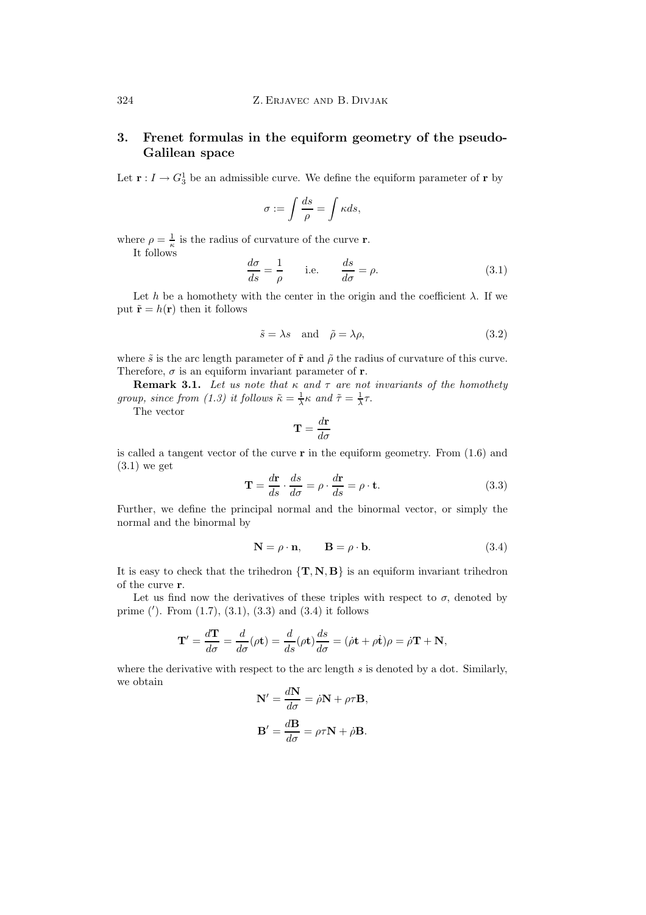## 3. Frenet formulas in the equiform geometry of the pseudo-Galilean space

Let $\mathbf{r} : I \to G_3^1$ be an admissible curve. We define the equiform parameter of $\mathbf{r}$ by

$$\sigma := \int \frac{ds}{\rho} = \int \kappa ds,$$

where $\rho = \frac{1}{\kappa}$ is the radius of curvature of the curve $\mathbf{r}$.

It follows

$$\frac{d\sigma}{ds} = \frac{1}{\rho} \qquad \text{i.e.} \qquad \frac{ds}{d\sigma} = \rho. \tag{3.1}$$

Let $h$ be a homothety with the center in the origin and the coefficient $\lambda$. If we put $\tilde{\mathbf{r}} = h(\mathbf{r})$ then it follows

$$\tilde{s} = \lambda s \quad \text{and} \quad \tilde{\rho} = \lambda \rho, \tag{3.2}$$

where $\tilde{s}$ is the arc length parameter of $\tilde{\mathbf{r}}$ and $\tilde{\rho}$ the radius of curvature of this curve. Therefore, $\sigma$ is an equiform invariant parameter of $\mathbf{r}$.

**Remark 3.1.** *Let us note that $\kappa$ and $\tau$ are not invariants of the homothety group, since from (1.3) it follows $\tilde{\kappa} = \frac{1}{\lambda}\kappa$ and $\tilde{\tau} = \frac{1}{\lambda}\tau$.*

The vector

$$\mathbf{T} = \frac{d\mathbf{r}}{d\sigma}$$

is called a tangent vector of the curve $\mathbf{r}$ in the equiform geometry. From (1.6) and (3.1) we get

$$\mathbf{T} = \frac{d\mathbf{r}}{ds} \cdot \frac{ds}{d\sigma} = \rho \cdot \frac{d\mathbf{r}}{ds} = \rho \cdot \mathbf{t}. \tag{3.3}$$

Further, we define the principal normal and the binormal vector, or simply the normal and the binormal by

$$\mathbf{N} = \rho \cdot \mathbf{n}, \qquad \mathbf{B} = \rho \cdot \mathbf{b}. \tag{3.4}$$

It is easy to check that the trihedron $\{\mathbf{T}, \mathbf{N}, \mathbf{B}\}$ is an equiform invariant trihedron of the curve $\mathbf{r}$.

Let us find now the derivatives of these triples with respect to $\sigma$, denoted by prime ($'$). From (1.7), (3.1), (3.3) and (3.4) it follows

$$\mathbf{T}' = \frac{d\mathbf{T}}{d\sigma} = \frac{d}{d\sigma}(\rho \mathbf{t}) = \frac{d}{ds}(\rho \mathbf{t})\frac{ds}{d\sigma} = (\dot{\rho}\mathbf{t} + \rho\dot{\mathbf{t}})\rho = \dot{\rho}\mathbf{T} + \mathbf{N},$$

where the derivative with respect to the arc length $s$ is denoted by a dot. Similarly, we obtain

$$\mathbf{N}' = \frac{d\mathbf{N}}{d\sigma} = \dot{\rho}\mathbf{N} + \rho\tau\mathbf{B},$$

$$\mathbf{B}' = \frac{d\mathbf{B}}{d\sigma} = \rho\tau\mathbf{N} + \dot{\rho}\mathbf{B}.$$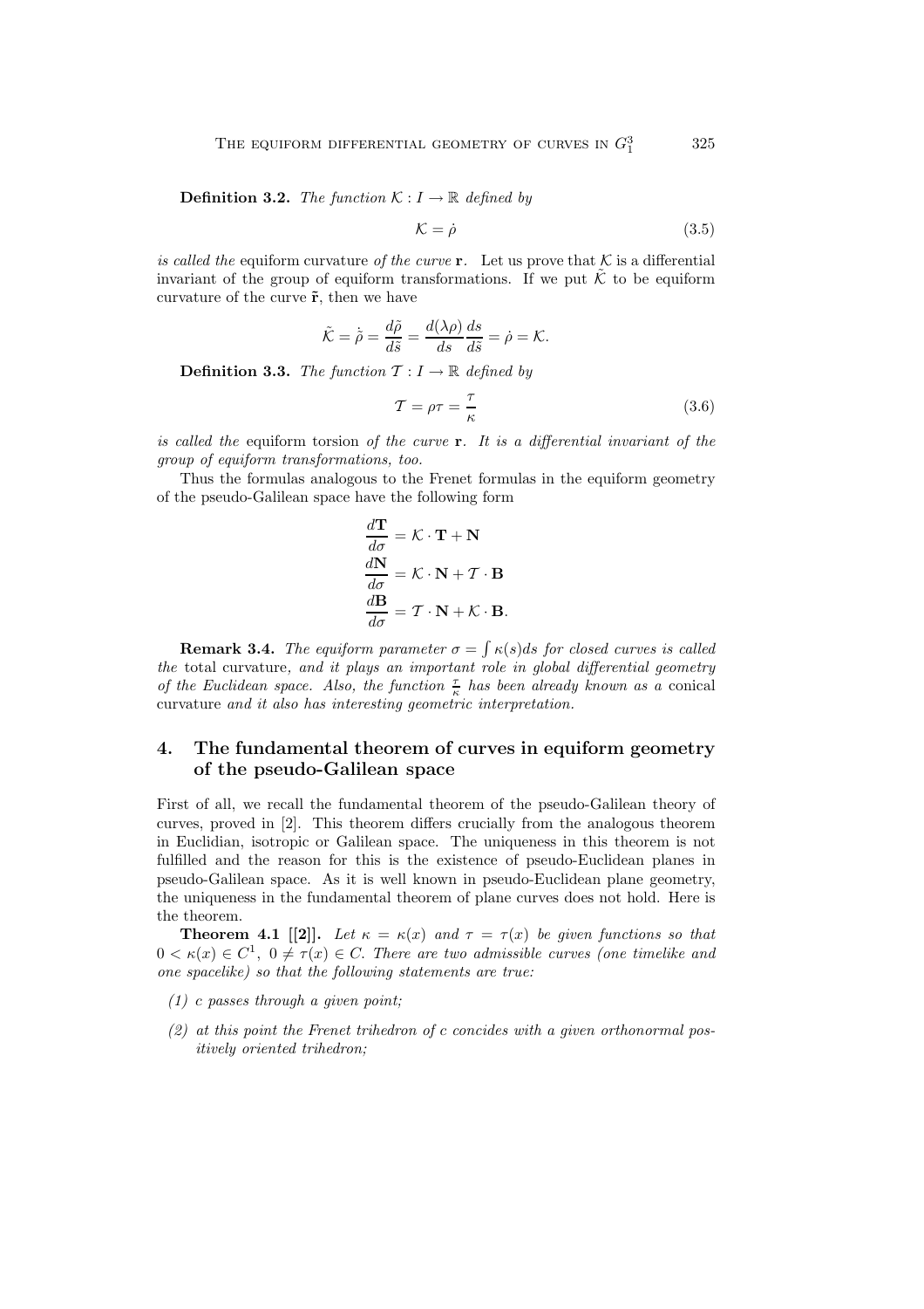**Definition 3.2.** *The function $\mathcal{K} : I \to \mathbb{R}$ defined by*

$$\mathcal{K} = \dot{\rho} \tag{3.5}$$

*is called the* equiform curvature *of the curve* $\mathbf{r}$. Let us prove that $\mathcal{K}$ is a differential invariant of the group of equiform transformations. If we put $\tilde{\mathcal{K}}$ to be equiform curvature of the curve $\tilde{\mathbf{r}}$, then we have

$$\tilde{\mathcal{K}} = \dot{\tilde{\rho}} = \frac{d\tilde{\rho}}{d\tilde{s}} = \frac{d(\lambda\rho)}{ds}\frac{ds}{d\tilde{s}} = \dot{\rho} = \mathcal{K}.$$

**Definition 3.3.** *The function $\mathcal{T} : I \to \mathbb{R}$ defined by*

$$\mathcal{T} = \rho\tau = \frac{\tau}{\kappa} \tag{3.6}$$

*is called the* equiform torsion *of the curve* $\mathbf{r}$. *It is a differential invariant of the group of equiform transformations, too.*

Thus the formulas analogous to the Frenet formulas in the equiform geometry of the pseudo-Galilean space have the following form

$$\frac{d\mathbf{T}}{d\sigma} = \mathcal{K} \cdot \mathbf{T} + \mathbf{N}$$
$$\frac{d\mathbf{N}}{d\sigma} = \mathcal{K} \cdot \mathbf{N} + \mathcal{T} \cdot \mathbf{B}$$
$$\frac{d\mathbf{B}}{d\sigma} = \mathcal{T} \cdot \mathbf{N} + \mathcal{K} \cdot \mathbf{B}.$$

**Remark 3.4.** *The equiform parameter $\sigma = \int \kappa(s)ds$ for closed curves is called the* total curvature, *and it plays an important role in global differential geometry of the Euclidean space. Also, the function $\frac{\tau}{\kappa}$ has been already known as a* conical curvature *and it also has interesting geometric interpretation.*

## 4. The fundamental theorem of curves in equiform geometry of the pseudo-Galilean space

First of all, we recall the fundamental theorem of the pseudo-Galilean theory of curves, proved in [2]. This theorem differs crucially from the analogous theorem in Euclidian, isotropic or Galilean space. The uniqueness in this theorem is not fulfilled and the reason for this is the existence of pseudo-Euclidean planes in pseudo-Galilean space. As it is well known in pseudo-Euclidean plane geometry, the uniqueness in the fundamental theorem of plane curves does not hold. Here is the theorem.

**Theorem 4.1 [[2]].** *Let $\kappa = \kappa(x)$ and $\tau = \tau(x)$ be given functions so that $0 < \kappa(x) \in C^1$, $0 \neq \tau(x) \in C$. There are two admissible curves (one timelike and one spacelike) so that the following statements are true:*

*(1) c passes through a given point;*

*(2) at this point the Frenet trihedron of c concides with a given orthonormal positively oriented trihedron;*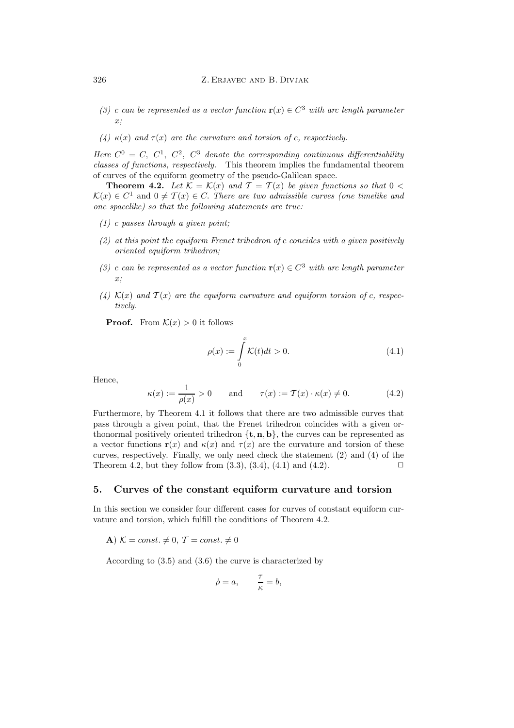(3) *c can be represented as a vector function* $\mathbf{r}(x) \in C^3$ *with arc length parameter* $x$*;*

(4) $\kappa(x)$ *and* $\tau(x)$ *are the curvature and torsion of c, respectively.*

*Here* $C^0 = C$*,* $C^1$*,* $C^2$*,* $C^3$ *denote the corresponding continuous differentiability classes of functions, respectively.* This theorem implies the fundamental theorem of curves of the equiform geometry of the pseudo-Galilean space.

**Theorem 4.2.** *Let* $\mathcal{K} = \mathcal{K}(x)$ *and* $\mathcal{T} = \mathcal{T}(x)$ *be given functions so that* $0 < \mathcal{K}(x) \in C^1$ and $0 \neq \mathcal{T}(x) \in C$. *There are two admissible curves (one timelike and one spacelike) so that the following statements are true:*

(1) *c passes through a given point;*

(2) *at this point the equiform Frenet trihedron of c concides with a given positively oriented equiform trihedron;*

(3) *c can be represented as a vector function* $\mathbf{r}(x) \in C^3$ *with arc length parameter* $x$*;*

(4) $\mathcal{K}(x)$ *and* $\mathcal{T}(x)$ *are the equiform curvature and equiform torsion of c, respectively.*

**Proof.** From $\mathcal{K}(x) > 0$ it follows

$$\rho(x) := \int_0^x \mathcal{K}(t)dt > 0. \tag{4.1}$$

Hence,

$$\kappa(x) := \frac{1}{\rho(x)} > 0 \qquad \text{and} \qquad \tau(x) := \mathcal{T}(x) \cdot \kappa(x) \neq 0. \tag{4.2}$$

Furthermore, by Theorem 4.1 it follows that there are two admissible curves that pass through a given point, that the Frenet trihedron coincides with a given orthonormal positively oriented trihedron $\{\mathbf{t}, \mathbf{n}, \mathbf{b}\}$, the curves can be represented as a vector functions $\mathbf{r}(x)$ and $\kappa(x)$ and $\tau(x)$ are the curvature and torsion of these curves, respectively. Finally, we only need check the statement (2) and (4) of the Theorem 4.2, but they follow from (3.3), (3.4), (4.1) and (4.2). $\square$

## 5. Curves of the constant equiform curvature and torsion

In this section we consider four different cases for curves of constant equiform curvature and torsion, which fulfill the conditions of Theorem 4.2.

**A**) $\mathcal{K} = const. \neq 0$, $\mathcal{T} = const. \neq 0$

According to (3.5) and (3.6) the curve is characterized by

$$\dot{\rho} = a, \qquad \frac{\tau}{\kappa} = b,$$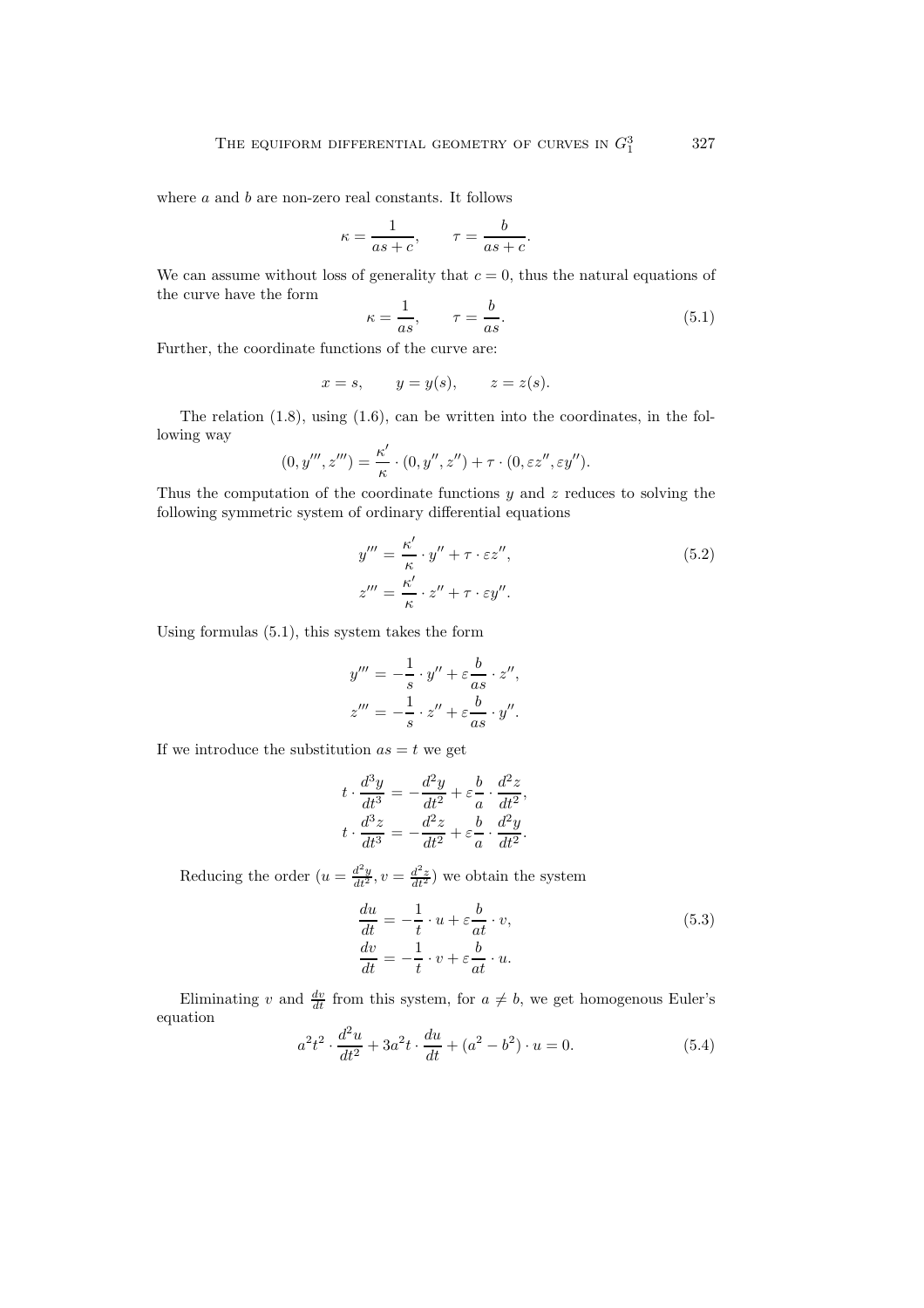where $a$ and $b$ are non-zero real constants. It follows

$$\kappa = \frac{1}{as+c}, \qquad \tau = \frac{b}{as+c}.$$

We can assume without loss of generality that $c = 0$, thus the natural equations of the curve have the form

$$\kappa = \frac{1}{as}, \qquad \tau = \frac{b}{as}. \tag{5.1}$$

Further, the coordinate functions of the curve are:

$$x = s, \qquad y = y(s), \qquad z = z(s).$$

The relation (1.8), using (1.6), can be written into the coordinates, in the following way

$$(0, y''', z''') = \frac{\kappa'}{\kappa} \cdot (0, y'', z'') + \tau \cdot (0, \varepsilon z'', \varepsilon y'').$$

Thus the computation of the coordinate functions $y$ and $z$ reduces to solving the following symmetric system of ordinary differential equations

$$\begin{aligned} y''' &= \frac{\kappa'}{\kappa} \cdot y'' + \tau \cdot \varepsilon z'', \\ z''' &= \frac{\kappa'}{\kappa} \cdot z'' + \tau \cdot \varepsilon y''. \end{aligned} \tag{5.2}$$

Using formulas (5.1), this system takes the form

$$\begin{aligned} y''' &= -\frac{1}{s} \cdot y'' + \varepsilon \frac{b}{as} \cdot z'', \\ z''' &= -\frac{1}{s} \cdot z'' + \varepsilon \frac{b}{as} \cdot y''. \end{aligned}$$

If we introduce the substitution $as = t$ we get

$$\begin{aligned} t \cdot \frac{d^3 y}{dt^3} &= -\frac{d^2 y}{dt^2} + \varepsilon \frac{b}{a} \cdot \frac{d^2 z}{dt^2}, \\ t \cdot \frac{d^3 z}{dt^3} &= -\frac{d^2 z}{dt^2} + \varepsilon \frac{b}{a} \cdot \frac{d^2 y}{dt^2}. \end{aligned}$$

Reducing the order ($u = \frac{d^2 y}{dt^2}, v = \frac{d^2 z}{dt^2}$) we obtain the system

$$\begin{aligned} \frac{du}{dt} &= -\frac{1}{t} \cdot u + \varepsilon \frac{b}{at} \cdot v, \\ \frac{dv}{dt} &= -\frac{1}{t} \cdot v + \varepsilon \frac{b}{at} \cdot u. \end{aligned} \tag{5.3}$$

Eliminating $v$ and $\frac{dv}{dt}$ from this system, for $a \neq b$, we get homogenous Euler's equation

$$a^2 t^2 \cdot \frac{d^2 u}{dt^2} + 3a^2 t \cdot \frac{du}{dt} + (a^2 - b^2) \cdot u = 0. \tag{5.4}$$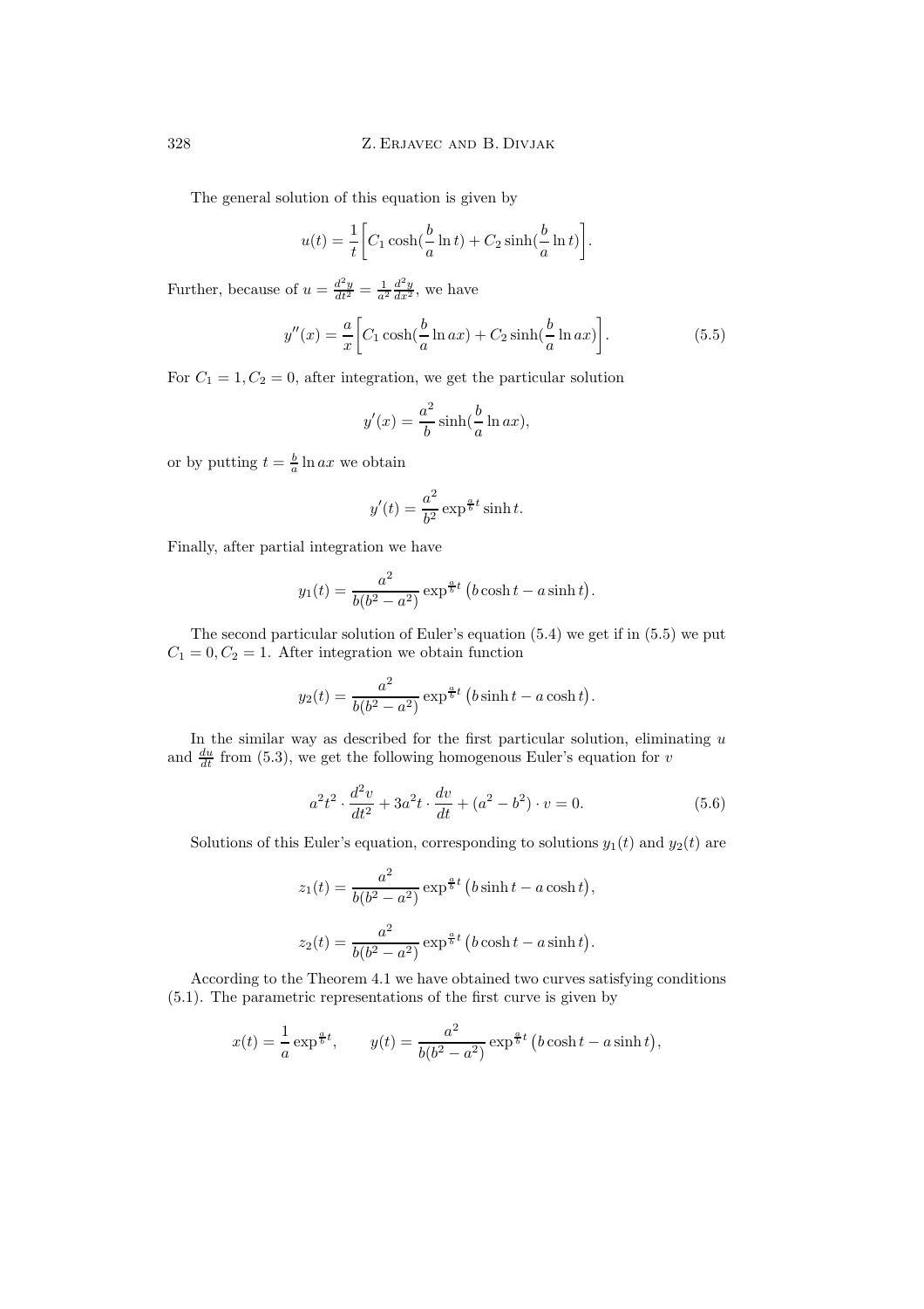The general solution of this equation is given by

$$u(t) = \frac{1}{t}\bigg[C_1 \cosh(\frac{b}{a}\ln t) + C_2 \sinh(\frac{b}{a}\ln t)\bigg].$$

Further, because of $u = \frac{d^2y}{dt^2} = \frac{1}{a^2}\frac{d^2y}{dx^2}$, we have

$$y''(x) = \frac{a}{x}\bigg[C_1 \cosh(\frac{b}{a}\ln ax) + C_2 \sinh(\frac{b}{a}\ln ax)\bigg]. \tag{5.5}$$

For $C_1 = 1, C_2 = 0$, after integration, we get the particular solution

$$y'(x) = \frac{a^2}{b}\sinh(\frac{b}{a}\ln ax),$$

or by putting $t = \frac{b}{a}\ln ax$ we obtain

$$y'(t) = \frac{a^2}{b^2}\exp^{\frac{a}{b}t}\sinh t.$$

Finally, after partial integration we have

$$y_1(t) = \frac{a^2}{b(b^2-a^2)}\exp^{\frac{a}{b}t}\big(b\cosh t - a\sinh t\big).$$

The second particular solution of Euler's equation (5.4) we get if in (5.5) we put $C_1 = 0, C_2 = 1$. After integration we obtain function

$$y_2(t) = \frac{a^2}{b(b^2-a^2)}\exp^{\frac{a}{b}t}\big(b\sinh t - a\cosh t\big).$$

In the similar way as described for the first particular solution, eliminating $u$ and $\frac{du}{dt}$ from (5.3), we get the following homogenous Euler's equation for $v$

$$a^2t^2 \cdot \frac{d^2v}{dt^2} + 3a^2t \cdot \frac{dv}{dt} + (a^2 - b^2) \cdot v = 0. \tag{5.6}$$

Solutions of this Euler's equation, corresponding to solutions $y_1(t)$ and $y_2(t)$ are

$$z_1(t) = \frac{a^2}{b(b^2-a^2)}\exp^{\frac{a}{b}t}\big(b\sinh t - a\cosh t\big),$$

$$z_2(t) = \frac{a^2}{b(b^2-a^2)}\exp^{\frac{a}{b}t}\big(b\cosh t - a\sinh t\big).$$

According to the Theorem 4.1 we have obtained two curves satisfying conditions (5.1). The parametric representations of the first curve is given by

$$x(t) = \frac{1}{a}\exp^{\frac{a}{b}t}, \qquad y(t) = \frac{a^2}{b(b^2-a^2)}\exp^{\frac{a}{b}t}\big(b\cosh t - a\sinh t\big),$$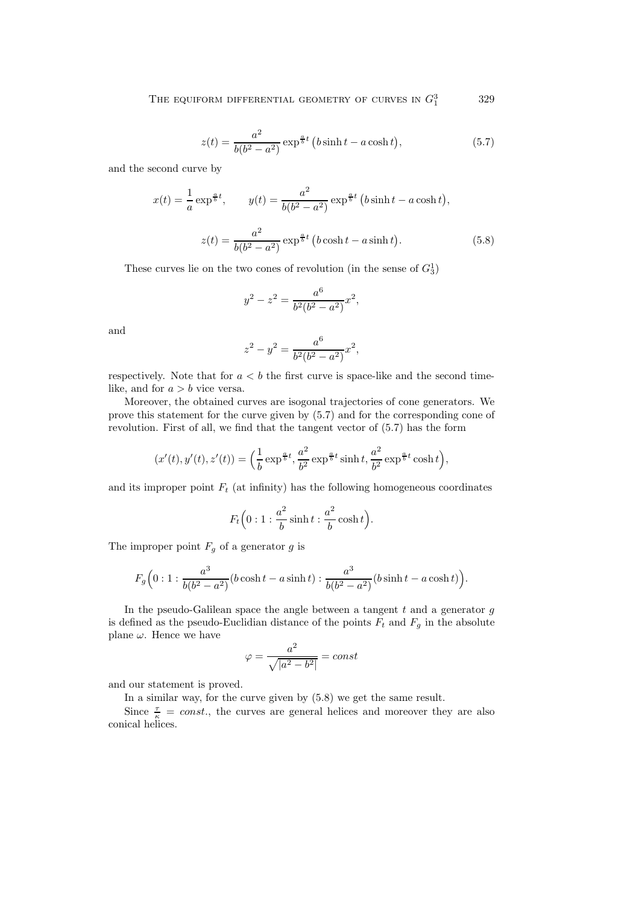$$z(t) = \frac{a^2}{b(b^2-a^2)} \exp^{\frac{a}{b}t} \big(b \sinh t - a \cosh t\big), \tag{5.7}$$

and the second curve by

$$x(t) = \frac{1}{a} \exp^{\frac{a}{b}t}, \qquad y(t) = \frac{a^2}{b(b^2-a^2)} \exp^{\frac{a}{b}t} \big(b \sinh t - a \cosh t\big),$$

$$z(t) = \frac{a^2}{b(b^2-a^2)} \exp^{\frac{a}{b}t} \big(b \cosh t - a \sinh t\big). \tag{5.8}$$

These curves lie on the two cones of revolution (in the sense of $G_3^1$)

$$y^2 - z^2 = \frac{a^6}{b^2(b^2-a^2)} x^2,$$

and

$$z^2 - y^2 = \frac{a^6}{b^2(b^2-a^2)} x^2,$$

respectively. Note that for $a < b$ the first curve is space-like and the second time-like, and for $a > b$ vice versa.

Moreover, the obtained curves are isogonal trajectories of cone generators. We prove this statement for the curve given by (5.7) and for the corresponding cone of revolution. First of all, we find that the tangent vector of (5.7) has the form

$$(x'(t), y'(t), z'(t)) = \Big(\frac{1}{b} \exp^{\frac{a}{b}t}, \frac{a^2}{b^2} \exp^{\frac{a}{b}t} \sinh t, \frac{a^2}{b^2} \exp^{\frac{a}{b}t} \cosh t\Big),$$

and its improper point $F_t$ (at infinity) has the following homogeneous coordinates

$$F_t \Big(0 : 1 : \frac{a^2}{b} \sinh t : \frac{a^2}{b} \cosh t\Big).$$

The improper point $F_g$ of a generator $g$ is

$$F_g \Big(0 : 1 : \frac{a^3}{b(b^2-a^2)} (b \cosh t - a \sinh t) : \frac{a^3}{b(b^2-a^2)} (b \sinh t - a \cosh t)\Big).$$

In the pseudo-Galilean space the angle between a tangent $t$ and a generator $g$ is defined as the pseudo-Euclidian distance of the points $F_t$ and $F_g$ in the absolute plane $\omega$. Hence we have

$$\varphi = \frac{a^2}{\sqrt{|a^2 - b^2|}} = const$$

and our statement is proved.

In a similar way, for the curve given by (5.8) we get the same result.

Since $\frac{\tau}{\kappa} = const.$, the curves are general helices and moreover they are also conical helices.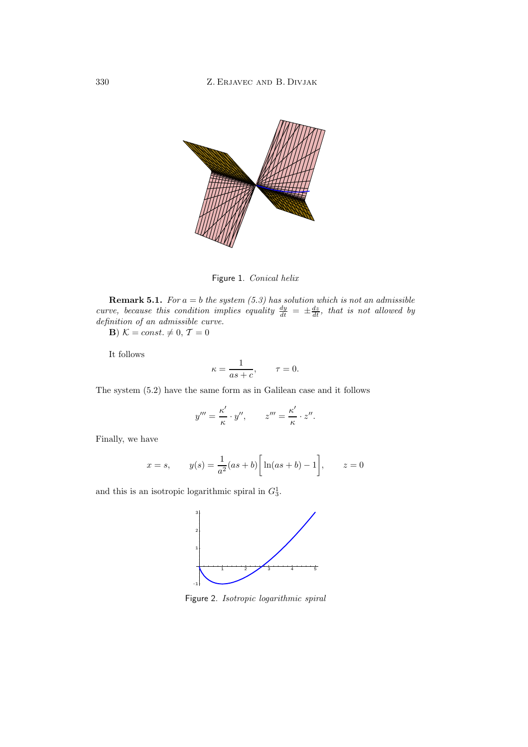Figure 1. *Conical helix*

**Remark 5.1.** *For $a = b$ the system (5.3) has solution which is not an admissible curve, because this condition implies equality $\frac{dy}{dt} = \pm\frac{dz}{dt}$, that is not allowed by definition of an admissible curve.*

**B**) $\mathcal{K} = const. \neq 0$, $\mathcal{T} = 0$

It follows

$$\kappa = \frac{1}{as + c}, \qquad \tau = 0.$$

The system (5.2) have the same form as in Galilean case and it follows

$$y''' = \frac{\kappa'}{\kappa} \cdot y'', \qquad z''' = \frac{\kappa'}{\kappa} \cdot z''.$$

Finally, we have

$$x = s, \qquad y(s) = \frac{1}{a^2}(as + b)\bigg[\ln(as + b) - 1\bigg], \qquad z = 0$$

and this is an isotropic logarithmic spiral in $G_3^1$.

Figure 2. *Isotropic logarithmic spiral*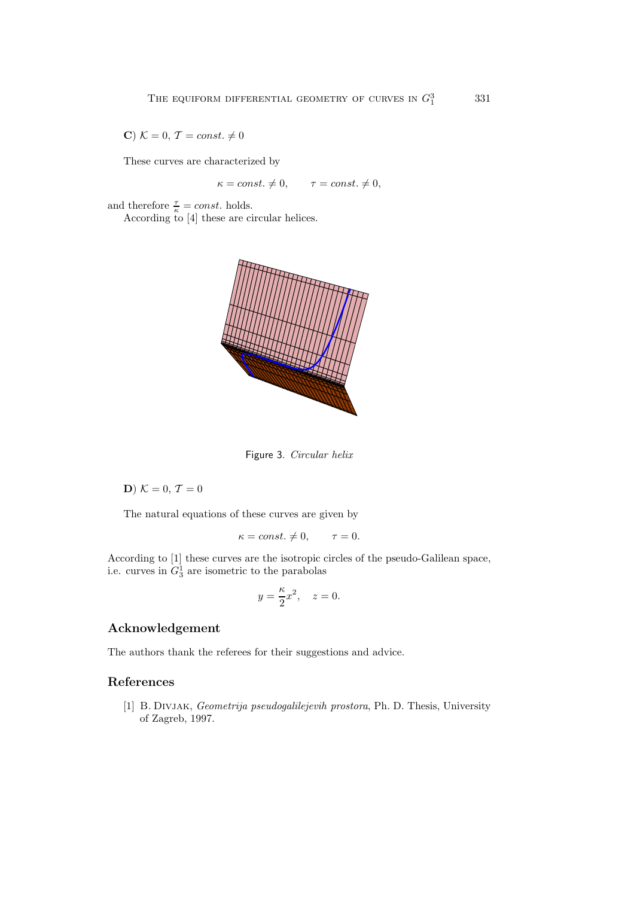**C**) $\mathcal{K} = 0$, $\mathcal{T} = const. \neq 0$

These curves are characterized by

$$\kappa = const. \neq 0, \qquad \tau = const. \neq 0,$$

and therefore $\frac{\tau}{\kappa} = const.$ holds.

According to [4] these are circular helices.

Figure 3. *Circular helix*

**D**) $\mathcal{K} = 0$, $\mathcal{T} = 0$

The natural equations of these curves are given by

$$\kappa = const. \neq 0, \qquad \tau = 0.$$

According to [1] these curves are the isotropic circles of the pseudo-Galilean space, i.e. curves in $G_3^1$ are isometric to the parabolas

$$y = \frac{\kappa}{2}x^2, \quad z = 0.$$

## Acknowledgement

The authors thank the referees for their suggestions and advice.

## References

[1] B. Divjak, *Geometrija pseudogalilejevih prostora*, Ph. D. Thesis, University of Zagreb, 1997.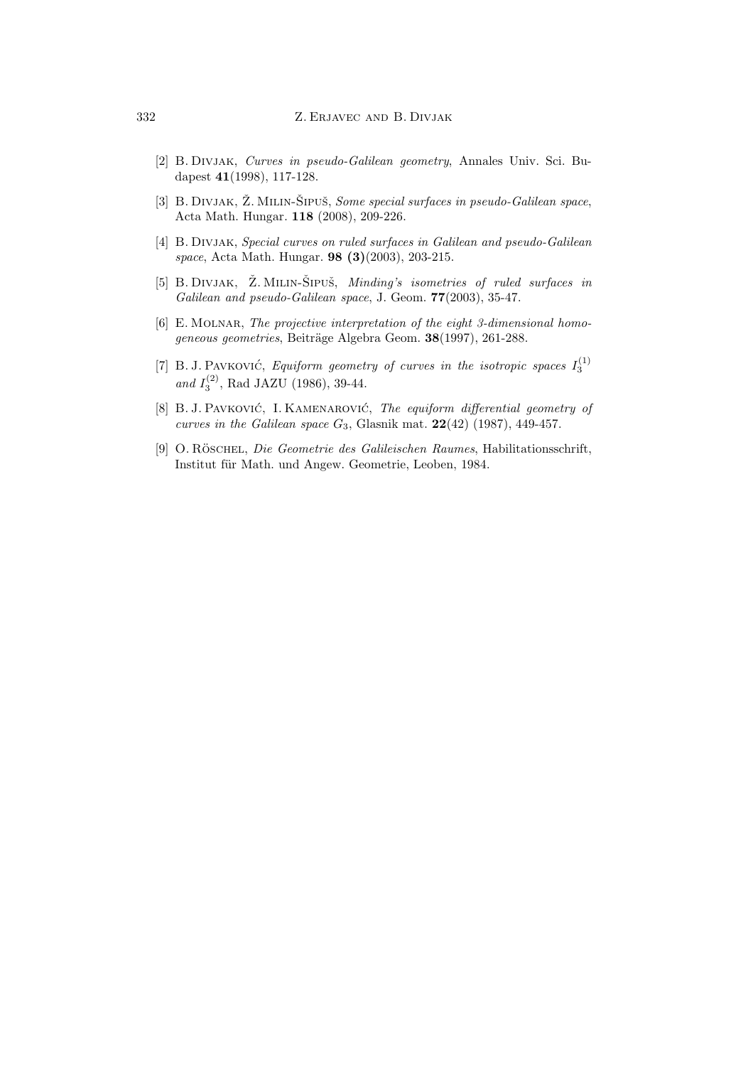[2] B. Divjak, *Curves in pseudo-Galilean geometry*, Annales Univ. Sci. Budapest **41**(1998), 117-128.

[3] B. Divjak, Ž. Milin-Šipuš, *Some special surfaces in pseudo-Galilean space*, Acta Math. Hungar. **118** (2008), 209-226.

[4] B. Divjak, *Special curves on ruled surfaces in Galilean and pseudo-Galilean space*, Acta Math. Hungar. **98 (3)**(2003), 203-215.

[5] B. Divjak, Ž. Milin-Šipuš, *Minding's isometries of ruled surfaces in Galilean and pseudo-Galilean space*, J. Geom. **77**(2003), 35-47.

[6] E. Molnar, *The projective interpretation of the eight 3-dimensional homogeneous geometries*, Beiträge Algebra Geom. **38**(1997), 261-288.

[7] B. J. Pavković, *Equiform geometry of curves in the isotropic spaces $I_3^{(1)}$ and $I_3^{(2)}$*, Rad JAZU (1986), 39-44.

[8] B. J. Pavković, I. Kamenarović, *The equiform differential geometry of curves in the Galilean space $G_3$*, Glasnik mat. **22**(42) (1987), 449-457.

[9] O. Röschel, *Die Geometrie des Galileischen Raumes*, Habilitationsschrift, Institut für Math. und Angew. Geometrie, Leoben, 1984.